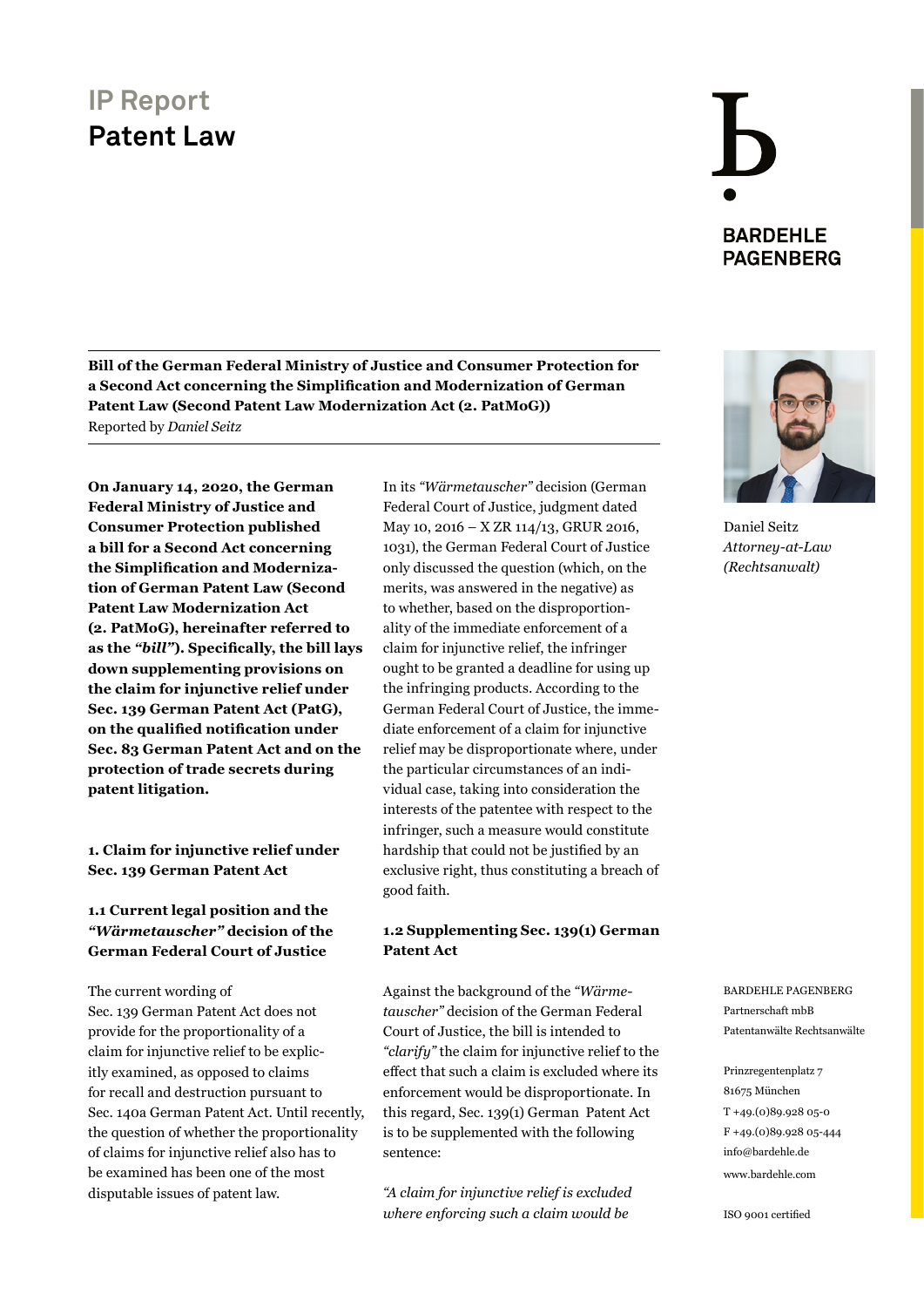IP Report

# Patent Law

BARDEHLE PAGENBERG

**Bill of the German Federal Ministry of Justice and Consumer Protection for a Second Act concerning the Simplification and Modernization of German Patent Law (Second Patent Law Modernization Act (2. PatMoG))**
Reported by *Daniel Seitz*

Daniel Seitz
*Attorney-at-Law (Rechtsanwalt)*

**On January 14, 2020, the German Federal Ministry of Justice and Consumer Protection published a bill for a Second Act concerning the Simplification and Modernization of German Patent Law (Second Patent Law Modernization Act (2. PatMoG), hereinafter referred to as the *"bill"*). Specifically, the bill lays down supplementing provisions on the claim for injunctive relief under Sec. 139 German Patent Act (PatG), on the qualified notification under Sec. 83 German Patent Act and on the protection of trade secrets during patent litigation.**

## 1. Claim for injunctive relief under Sec. 139 German Patent Act

### 1.1 Current legal position and the *"Wärmetauscher"* decision of the German Federal Court of Justice

The current wording of Sec. 139 German Patent Act does not provide for the proportionality of a claim for injunctive relief to be explicitly examined, as opposed to claims for recall and destruction pursuant to Sec. 140a German Patent Act. Until recently, the question of whether the proportionality of claims for injunctive relief also has to be examined has been one of the most disputable issues of patent law.

In its *"Wärmetauscher"* decision (German Federal Court of Justice, judgment dated May 10, 2016 – X ZR 114/13, GRUR 2016, 1031), the German Federal Court of Justice only discussed the question (which, on the merits, was answered in the negative) as to whether, based on the disproportionality of the immediate enforcement of a claim for injunctive relief, the infringer ought to be granted a deadline for using up the infringing products. According to the German Federal Court of Justice, the immediate enforcement of a claim for injunctive relief may be disproportionate where, under the particular circumstances of an individual case, taking into consideration the interests of the patentee with respect to the infringer, such a measure would constitute hardship that could not be justified by an exclusive right, thus constituting a breach of good faith.

### 1.2 Supplementing Sec. 139(1) German Patent Act

Against the background of the *"Wärmetauscher"* decision of the German Federal Court of Justice, the bill is intended to *"clarify"* the claim for injunctive relief to the effect that such a claim is excluded where its enforcement would be disproportionate. In this regard, Sec. 139(1) German Patent Act is to be supplemented with the following sentence:

*"A claim for injunctive relief is excluded where enforcing such a claim would be*

BARDEHLE PAGENBERG
Partnerschaft mbB
Patentanwälte Rechtsanwälte

Prinzregentenplatz 7
81675 München
T +49.(0)89.928 05-0
F +49.(0)89.928 05-444
info@bardehle.de
www.bardehle.com

ISO 9001 certified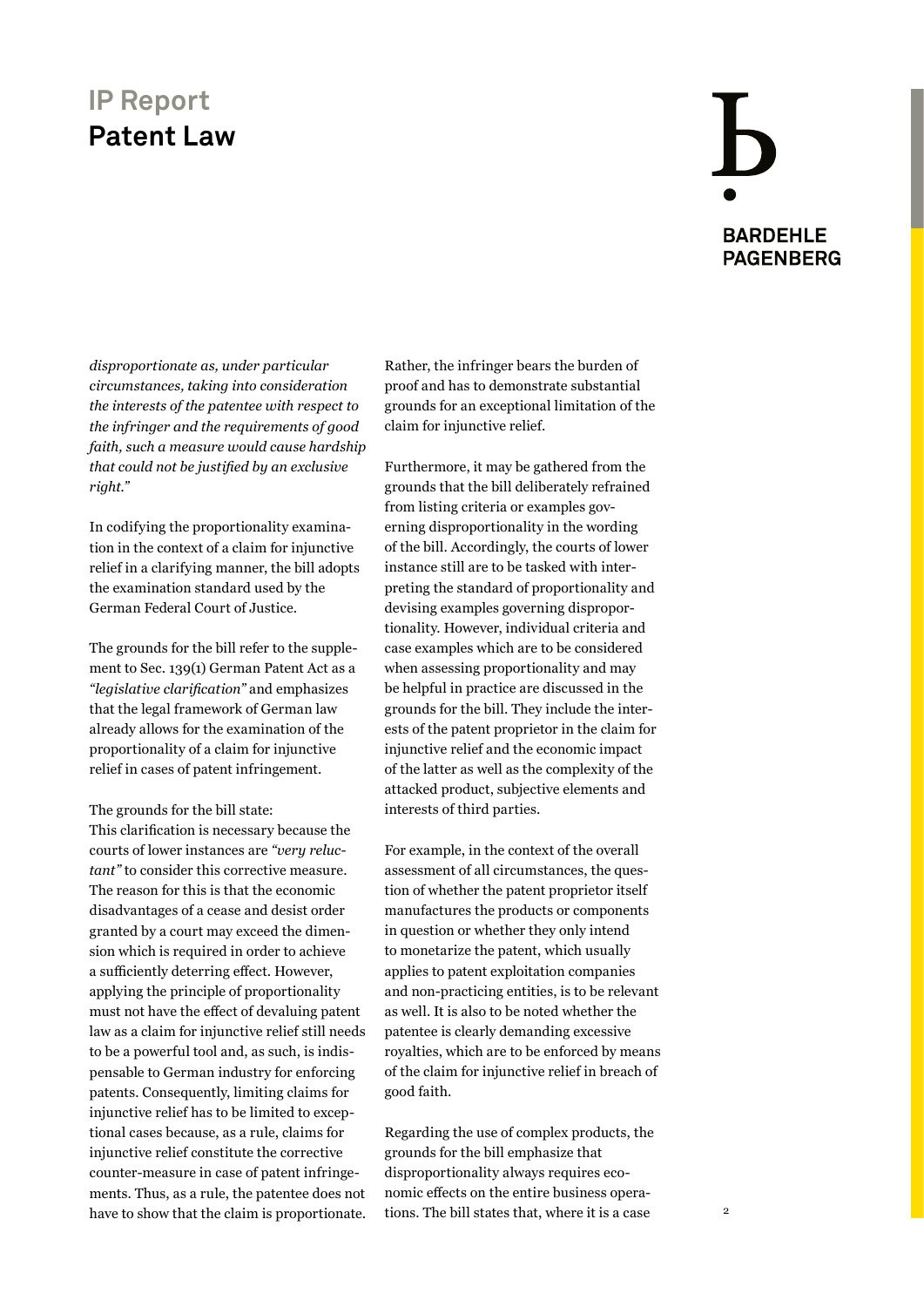*disproportionate as, under particular circumstances, taking into consideration the interests of the patentee with respect to the infringer and the requirements of good faith, such a measure would cause hardship that could not be justified by an exclusive right."*

In codifying the proportionality examination in the context of a claim for injunctive relief in a clarifying manner, the bill adopts the examination standard used by the German Federal Court of Justice.

The grounds for the bill refer to the supplement to Sec. 139(1) German Patent Act as a *"legislative clarification"* and emphasizes that the legal framework of German law already allows for the examination of the proportionality of a claim for injunctive relief in cases of patent infringement.

The grounds for the bill state:
This clarification is necessary because the courts of lower instances are *"very reluctant"* to consider this corrective measure. The reason for this is that the economic disadvantages of a cease and desist order granted by a court may exceed the dimension which is required in order to achieve a sufficiently deterring effect. However, applying the principle of proportionality must not have the effect of devaluing patent law as a claim for injunctive relief still needs to be a powerful tool and, as such, is indispensable to German industry for enforcing patents. Consequently, limiting claims for injunctive relief has to be limited to exceptional cases because, as a rule, claims for injunctive relief constitute the corrective counter-measure in case of patent infringements. Thus, as a rule, the patentee does not have to show that the claim is proportionate. Rather, the infringer bears the burden of proof and has to demonstrate substantial grounds for an exceptional limitation of the claim for injunctive relief.

Furthermore, it may be gathered from the grounds that the bill deliberately refrained from listing criteria or examples governing disproportionality in the wording of the bill. Accordingly, the courts of lower instance still are to be tasked with interpreting the standard of proportionality and devising examples governing disproportionality. However, individual criteria and case examples which are to be considered when assessing proportionality and may be helpful in practice are discussed in the grounds for the bill. They include the interests of the patent proprietor in the claim for injunctive relief and the economic impact of the latter as well as the complexity of the attacked product, subjective elements and interests of third parties.

For example, in the context of the overall assessment of all circumstances, the question of whether the patent proprietor itself manufactures the products or components in question or whether they only intend to monetarize the patent, which usually applies to patent exploitation companies and non-practicing entities, is to be relevant as well. It is also to be noted whether the patentee is clearly demanding excessive royalties, which are to be enforced by means of the claim for injunctive relief in breach of good faith.

Regarding the use of complex products, the grounds for the bill emphasize that disproportionality always requires economic effects on the entire business operations. The bill states that, where it is a case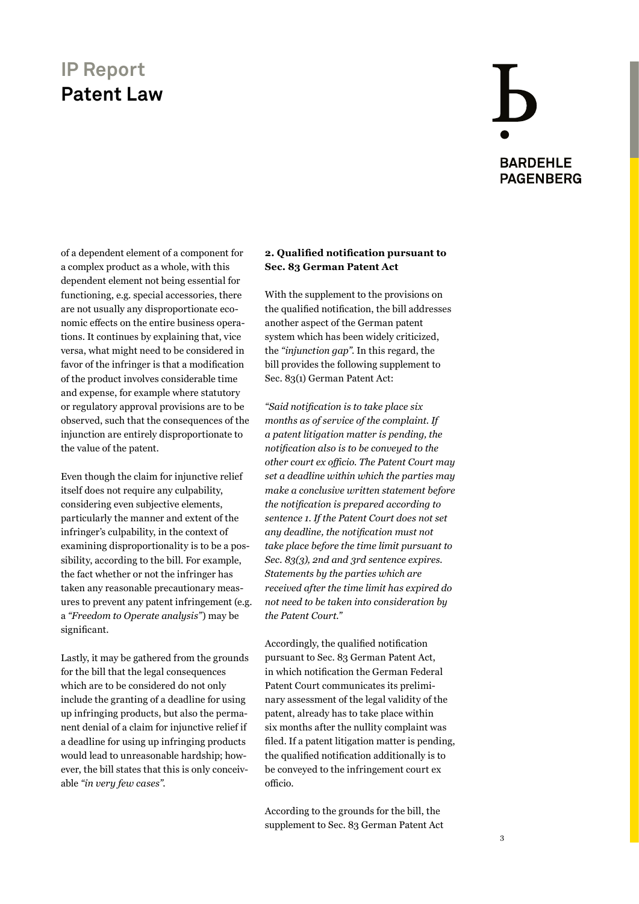of a dependent element of a component for a complex product as a whole, with this dependent element not being essential for functioning, e.g. special accessories, there are not usually any disproportionate economic effects on the entire business operations. It continues by explaining that, vice versa, what might need to be considered in favor of the infringer is that a modification of the product involves considerable time and expense, for example where statutory or regulatory approval provisions are to be observed, such that the consequences of the injunction are entirely disproportionate to the value of the patent.

Even though the claim for injunctive relief itself does not require any culpability, considering even subjective elements, particularly the manner and extent of the infringer's culpability, in the context of examining disproportionality is to be a possibility, according to the bill. For example, the fact whether or not the infringer has taken any reasonable precautionary measures to prevent any patent infringement (e.g. a *"Freedom to Operate analysis"*) may be significant.

Lastly, it may be gathered from the grounds for the bill that the legal consequences which are to be considered do not only include the granting of a deadline for using up infringing products, but also the permanent denial of a claim for injunctive relief if a deadline for using up infringing products would lead to unreasonable hardship; however, the bill states that this is only conceivable *"in very few cases"*.

**2. Qualified notification pursuant to Sec. 83 German Patent Act**

With the supplement to the provisions on the qualified notification, the bill addresses another aspect of the German patent system which has been widely criticized, the *"injunction gap"*. In this regard, the bill provides the following supplement to Sec. 83(1) German Patent Act:

*"Said notification is to take place six months as of service of the complaint. If a patent litigation matter is pending, the notification also is to be conveyed to the other court ex officio. The Patent Court may set a deadline within which the parties may make a conclusive written statement before the notification is prepared according to sentence 1. If the Patent Court does not set any deadline, the notification must not take place before the time limit pursuant to Sec. 83(3), 2nd and 3rd sentence expires. Statements by the parties which are received after the time limit has expired do not need to be taken into consideration by the Patent Court."*

Accordingly, the qualified notification pursuant to Sec. 83 German Patent Act, in which notification the German Federal Patent Court communicates its preliminary assessment of the legal validity of the patent, already has to take place within six months after the nullity complaint was filed. If a patent litigation matter is pending, the qualified notification additionally is to be conveyed to the infringement court ex officio.

According to the grounds for the bill, the supplement to Sec. 83 German Patent Act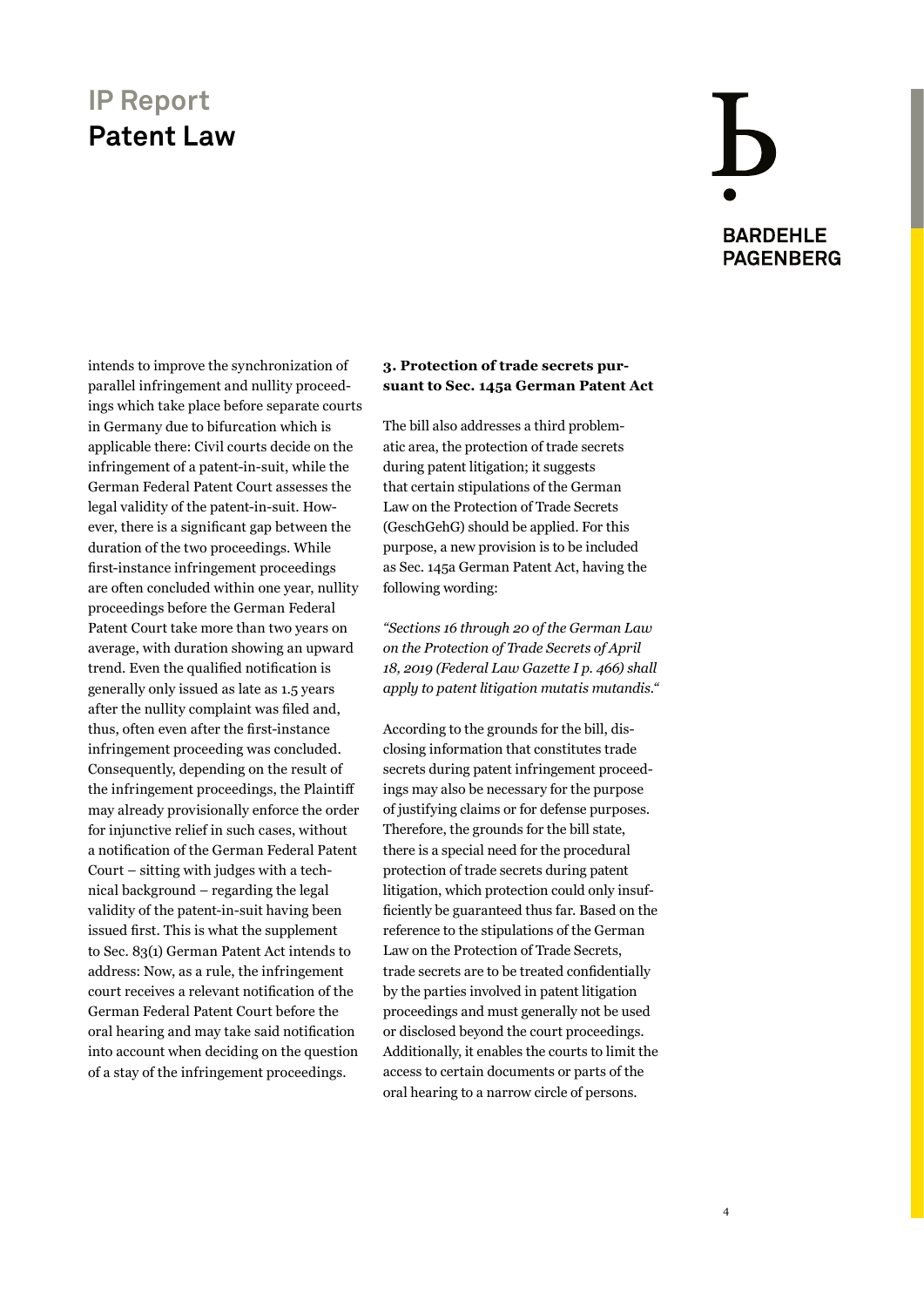intends to improve the synchronization of parallel infringement and nullity proceedings which take place before separate courts in Germany due to bifurcation which is applicable there: Civil courts decide on the infringement of a patent-in-suit, while the German Federal Patent Court assesses the legal validity of the patent-in-suit. However, there is a significant gap between the duration of the two proceedings. While first-instance infringement proceedings are often concluded within one year, nullity proceedings before the German Federal Patent Court take more than two years on average, with duration showing an upward trend. Even the qualified notification is generally only issued as late as 1.5 years after the nullity complaint was filed and, thus, often even after the first-instance infringement proceeding was concluded. Consequently, depending on the result of the infringement proceedings, the Plaintiff may already provisionally enforce the order for injunctive relief in such cases, without a notification of the German Federal Patent Court – sitting with judges with a technical background – regarding the legal validity of the patent-in-suit having been issued first. This is what the supplement to Sec. 83(1) German Patent Act intends to address: Now, as a rule, the infringement court receives a relevant notification of the German Federal Patent Court before the oral hearing and may take said notification into account when deciding on the question of a stay of the infringement proceedings.

### 3. Protection of trade secrets pursuant to Sec. 145a German Patent Act

The bill also addresses a third problematic area, the protection of trade secrets during patent litigation; it suggests that certain stipulations of the German Law on the Protection of Trade Secrets (GeschGehG) should be applied. For this purpose, a new provision is to be included as Sec. 145a German Patent Act, having the following wording:

*"Sections 16 through 20 of the German Law on the Protection of Trade Secrets of April 18, 2019 (Federal Law Gazette I p. 466) shall apply to patent litigation mutatis mutandis."*

According to the grounds for the bill, disclosing information that constitutes trade secrets during patent infringement proceedings may also be necessary for the purpose of justifying claims or for defense purposes. Therefore, the grounds for the bill state, there is a special need for the procedural protection of trade secrets during patent litigation, which protection could only insufficiently be guaranteed thus far. Based on the reference to the stipulations of the German Law on the Protection of Trade Secrets, trade secrets are to be treated confidentially by the parties involved in patent litigation proceedings and must generally not be used or disclosed beyond the court proceedings. Additionally, it enables the courts to limit the access to certain documents or parts of the oral hearing to a narrow circle of persons.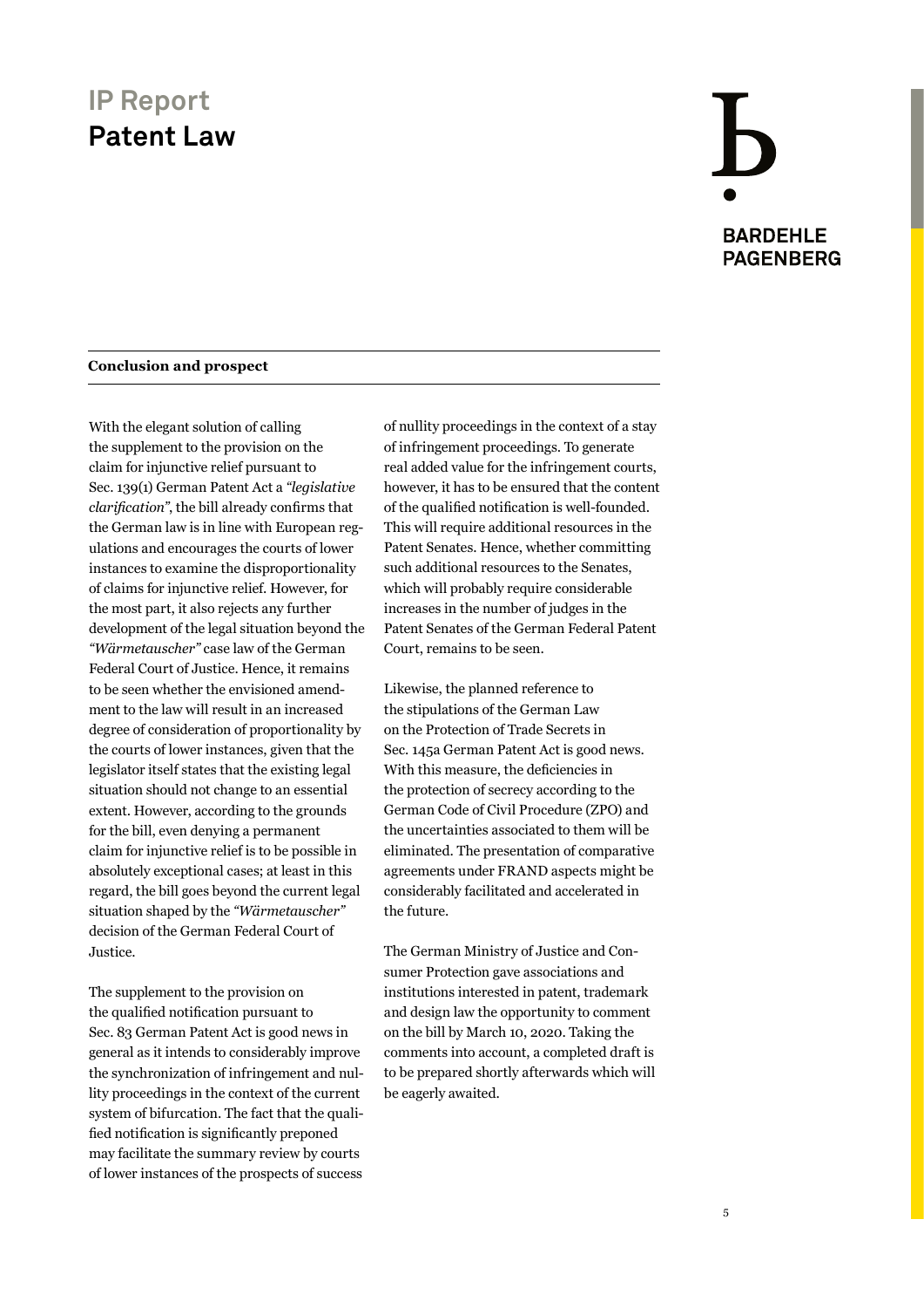## Conclusion and prospect

With the elegant solution of calling the supplement to the provision on the claim for injunctive relief pursuant to Sec. 139(1) German Patent Act a *"legislative clarification"*, the bill already confirms that the German law is in line with European regulations and encourages the courts of lower instances to examine the disproportionality of claims for injunctive relief. However, for the most part, it also rejects any further development of the legal situation beyond the *"Wärmetauscher"* case law of the German Federal Court of Justice. Hence, it remains to be seen whether the envisioned amendment to the law will result in an increased degree of consideration of proportionality by the courts of lower instances, given that the legislator itself states that the existing legal situation should not change to an essential extent. However, according to the grounds for the bill, even denying a permanent claim for injunctive relief is to be possible in absolutely exceptional cases; at least in this regard, the bill goes beyond the current legal situation shaped by the *"Wärmetauscher"* decision of the German Federal Court of Justice.

The supplement to the provision on the qualified notification pursuant to Sec. 83 German Patent Act is good news in general as it intends to considerably improve the synchronization of infringement and nullity proceedings in the context of the current system of bifurcation. The fact that the qualified notification is significantly preponed may facilitate the summary review by courts of lower instances of the prospects of success of nullity proceedings in the context of a stay of infringement proceedings. To generate real added value for the infringement courts, however, it has to be ensured that the content of the qualified notification is well-founded. This will require additional resources in the Patent Senates. Hence, whether committing such additional resources to the Senates, which will probably require considerable increases in the number of judges in the Patent Senates of the German Federal Patent Court, remains to be seen.

Likewise, the planned reference to the stipulations of the German Law on the Protection of Trade Secrets in Sec. 145a German Patent Act is good news. With this measure, the deficiencies in the protection of secrecy according to the German Code of Civil Procedure (ZPO) and the uncertainties associated to them will be eliminated. The presentation of comparative agreements under FRAND aspects might be considerably facilitated and accelerated in the future.

The German Ministry of Justice and Consumer Protection gave associations and institutions interested in patent, trademark and design law the opportunity to comment on the bill by March 10, 2020. Taking the comments into account, a completed draft is to be prepared shortly afterwards which will be eagerly awaited.